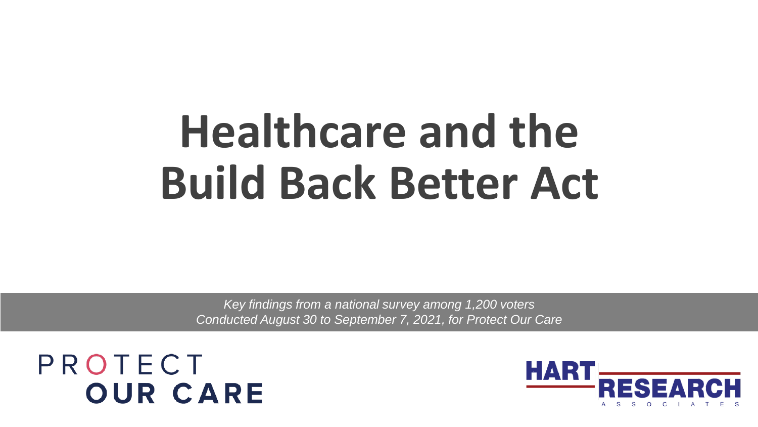# Healthcare and the Build Back Better Act

*Key findings from a national survey among 1,200 voters*
*Conducted August 30 to September 7, 2021, for Protect Our Care*

PROTECT OUR CARE

HART RESEARCH ASSOCIATES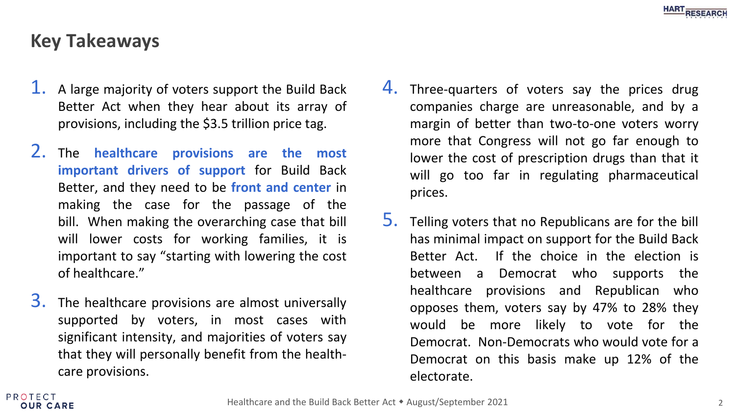## Key Takeaways

1. A large majority of voters support the Build Back Better Act when they hear about its array of provisions, including the $3.5 trillion price tag.

2. The **healthcare provisions are the most important drivers of support** for Build Back Better, and they need to be **front and center** in making the case for the passage of the bill. When making the overarching case that bill will lower costs for working families, it is important to say "starting with lowering the cost of healthcare."

3. The healthcare provisions are almost universally supported by voters, in most cases with significant intensity, and majorities of voters say that they will personally benefit from the health-care provisions.

4. Three-quarters of voters say the prices drug companies charge are unreasonable, and by a margin of better than two-to-one voters worry more that Congress will not go far enough to lower the cost of prescription drugs than that it will go too far in regulating pharmaceutical prices.

5. Telling voters that no Republicans are for the bill has minimal impact on support for the Build Back Better Act. If the choice in the election is between a Democrat who supports the healthcare provisions and Republican who opposes them, voters say by 47% to 28% they would be more likely to vote for the Democrat. Non-Democrats who would vote for a Democrat on this basis make up 12% of the electorate.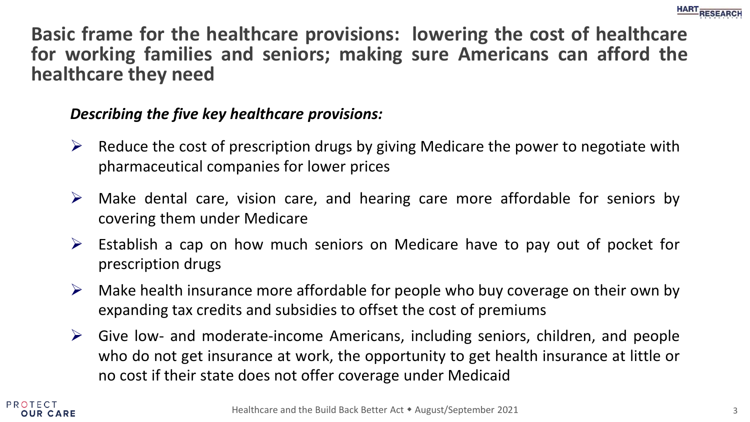# Basic frame for the healthcare provisions: lowering the cost of healthcare for working families and seniors; making sure Americans can afford the healthcare they need

***Describing the five key healthcare provisions:***

- Reduce the cost of prescription drugs by giving Medicare the power to negotiate with pharmaceutical companies for lower prices
- Make dental care, vision care, and hearing care more affordable for seniors by covering them under Medicare
- Establish a cap on how much seniors on Medicare have to pay out of pocket for prescription drugs
- Make health insurance more affordable for people who buy coverage on their own by expanding tax credits and subsidies to offset the cost of premiums
- Give low- and moderate-income Americans, including seniors, children, and people who do not get insurance at work, the opportunity to get health insurance at little or no cost if their state does not offer coverage under Medicaid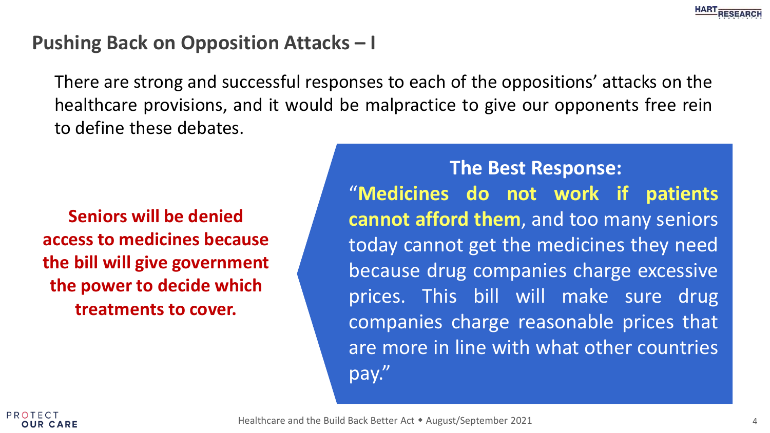## Pushing Back on Opposition Attacks – I

There are strong and successful responses to each of the oppositions' attacks on the healthcare provisions, and it would be malpractice to give our opponents free rein to define these debates.

**Seniors will be denied access to medicines because the bill will give government the power to decide which treatments to cover.**

**The Best Response:**

"**Medicines do not work if patients cannot afford them**, and too many seniors today cannot get the medicines they need because drug companies charge excessive prices. This bill will make sure drug companies charge reasonable prices that are more in line with what other countries pay."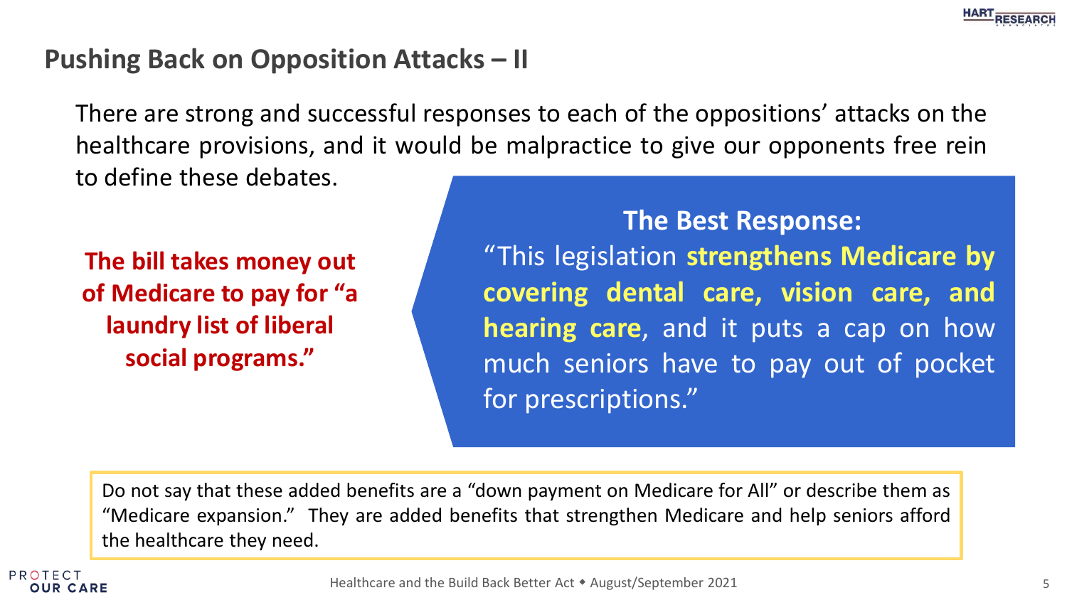## Pushing Back on Opposition Attacks – II

There are strong and successful responses to each of the oppositions' attacks on the healthcare provisions, and it would be malpractice to give our opponents free rein to define these debates.

**The bill takes money out of Medicare to pay for "a laundry list of liberal social programs."**

**The Best Response:**

"This legislation **strengthens Medicare by covering dental care, vision care, and hearing care**, and it puts a cap on how much seniors have to pay out of pocket for prescriptions."

Do not say that these added benefits are a "down payment on Medicare for All" or describe them as "Medicare expansion." They are added benefits that strengthen Medicare and help seniors afford the healthcare they need.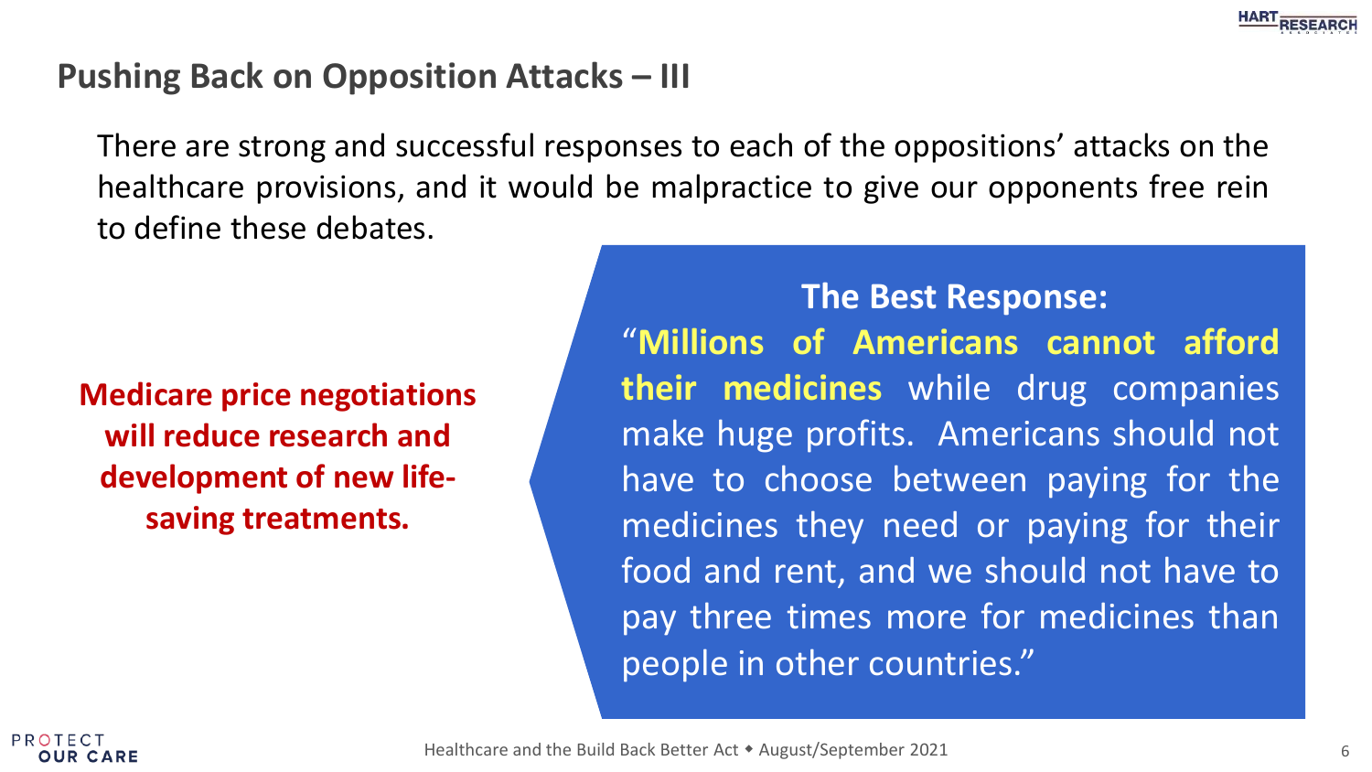## Pushing Back on Opposition Attacks – III

There are strong and successful responses to each of the oppositions' attacks on the healthcare provisions, and it would be malpractice to give our opponents free rein to define these debates.

**Medicare price negotiations will reduce research and development of new life-saving treatments.**

**The Best Response:**

"**Millions of Americans cannot afford their medicines** while drug companies make huge profits. Americans should not have to choose between paying for the medicines they need or paying for their food and rent, and we should not have to pay three times more for medicines than people in other countries."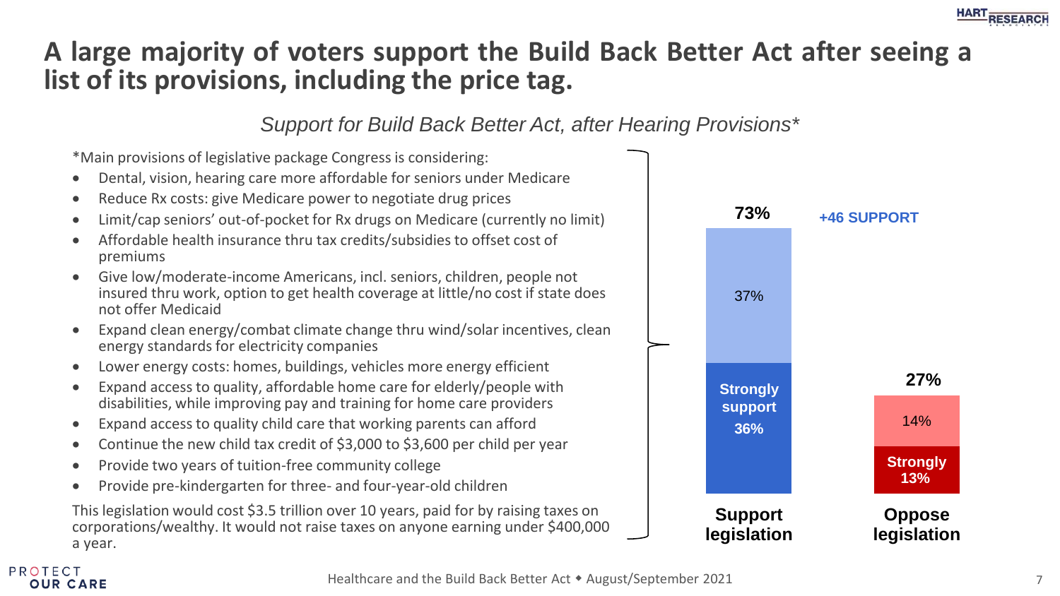# A large majority of voters support the Build Back Better Act after seeing a list of its provisions, including the price tag.

*Support for Build Back Better Act, after Hearing Provisions**

*Main provisions of legislative package Congress is considering:

- Dental, vision, hearing care more affordable for seniors under Medicare
- Reduce Rx costs: give Medicare power to negotiate drug prices
- Limit/cap seniors' out-of-pocket for Rx drugs on Medicare (currently no limit)
- Affordable health insurance thru tax credits/subsidies to offset cost of premiums
- Give low/moderate-income Americans, incl. seniors, children, people not insured thru work, option to get health coverage at little/no cost if state does not offer Medicaid
- Expand clean energy/combat climate change thru wind/solar incentives, clean energy standards for electricity companies
- Lower energy costs: homes, buildings, vehicles more energy efficient
- Expand access to quality, affordable home care for elderly/people with disabilities, while improving pay and training for home care providers
- Expand access to quality child care that working parents can afford
- Continue the new child tax credit of $3,000 to $3,600 per child per year
- Provide two years of tuition-free community college
- Provide pre-kindergarten for three- and four-year-old children

This legislation would cost $3.5 trillion over 10 years, paid for by raising taxes on corporations/wealthy. It would not raise taxes on anyone earning under $400,000 a year.

| | Support legislation | Oppose legislation |
|---|---|---|
| Total | 73% | 27% |
| Strongly | 36% | 13% |
| Somewhat | 37% | 14% |

**+46 SUPPORT**

Healthcare and the Build Back Better Act ◆ August/September 2021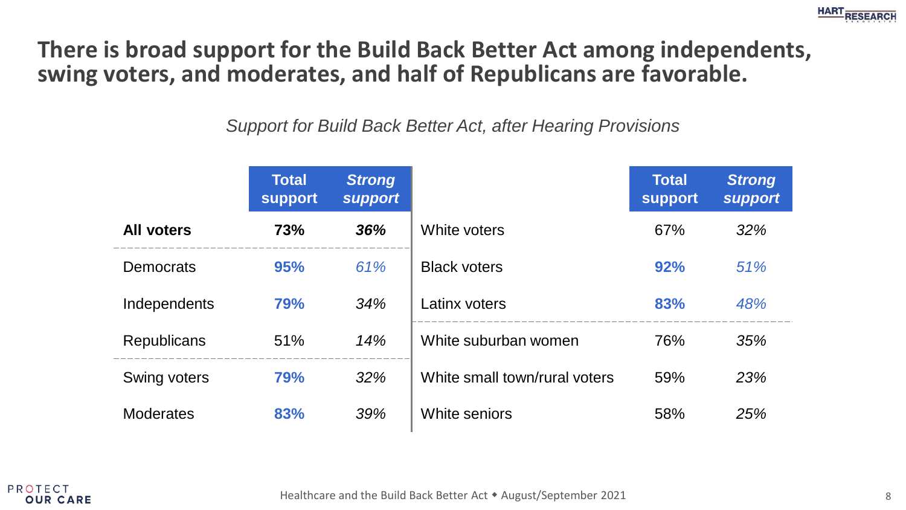# There is broad support for the Build Back Better Act among independents, swing voters, and moderates, and half of Republicans are favorable.

*Support for Build Back Better Act, after Hearing Provisions*

| | Total support | *Strong support* |
|---|---|---|
| **All voters** | **73%** | ***36%*** |
| Democrats | **95%** | *61%* |
| Independents | **79%** | *34%* |
| Republicans | 51% | *14%* |
| Swing voters | **79%** | *32%* |
| Moderates | **83%** | *39%* |

| | Total support | *Strong support* |
|---|---|---|
| White voters | 67% | *32%* |
| Black voters | **92%** | *51%* |
| Latinx voters | **83%** | *48%* |
| White suburban women | 76% | *35%* |
| White small town/rural voters | 59% | *23%* |
| White seniors | 58% | *25%* |

Healthcare and the Build Back Better Act ◆ August/September 2021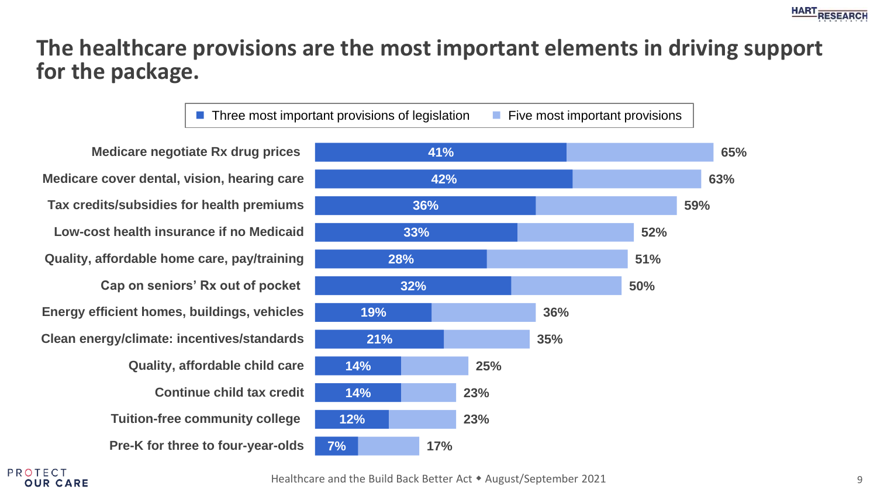# The healthcare provisions are the most important elements in driving support for the package.

| Provision | Three most important provisions of legislation | Five most important provisions |
| --- | --- | --- |
| Medicare negotiate Rx drug prices | 41% | 65% |
| Medicare cover dental, vision, hearing care | 42% | 63% |
| Tax credits/subsidies for health premiums | 36% | 59% |
| Low-cost health insurance if no Medicaid | 33% | 52% |
| Quality, affordable home care, pay/training | 28% | 51% |
| Cap on seniors' Rx out of pocket | 32% | 50% |
| Energy efficient homes, buildings, vehicles | 19% | 36% |
| Clean energy/climate: incentives/standards | 21% | 35% |
| Quality, affordable child care | 14% | 25% |
| Continue child tax credit | 14% | 23% |
| Tuition-free community college | 12% | 23% |
| Pre-K for three to four-year-olds | 7% | 17% |

Healthcare and the Build Back Better Act ◆ August/September 2021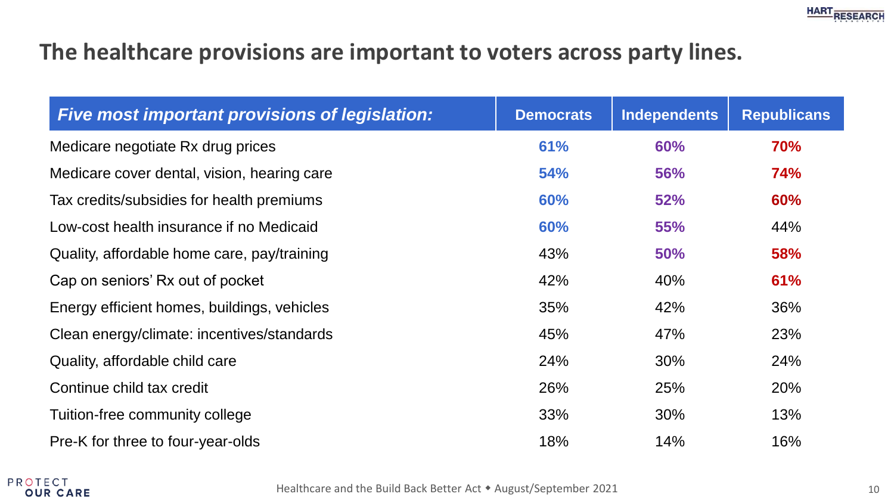# The healthcare provisions are important to voters across party lines.

| *Five most important provisions of legislation:* | Democrats | Independents | Republicans |
|---|---|---|---|
| Medicare negotiate Rx drug prices | **61%** | **60%** | **70%** |
| Medicare cover dental, vision, hearing care | **54%** | **56%** | **74%** |
| Tax credits/subsidies for health premiums | **60%** | **52%** | **60%** |
| Low-cost health insurance if no Medicaid | **60%** | **55%** | 44% |
| Quality, affordable home care, pay/training | 43% | **50%** | **58%** |
| Cap on seniors' Rx out of pocket | 42% | 40% | **61%** |
| Energy efficient homes, buildings, vehicles | 35% | 42% | 36% |
| Clean energy/climate: incentives/standards | 45% | 47% | 23% |
| Quality, affordable child care | 24% | 30% | 24% |
| Continue child tax credit | 26% | 25% | 20% |
| Tuition-free community college | 33% | 30% | 13% |
| Pre-K for three to four-year-olds | 18% | 14% | 16% |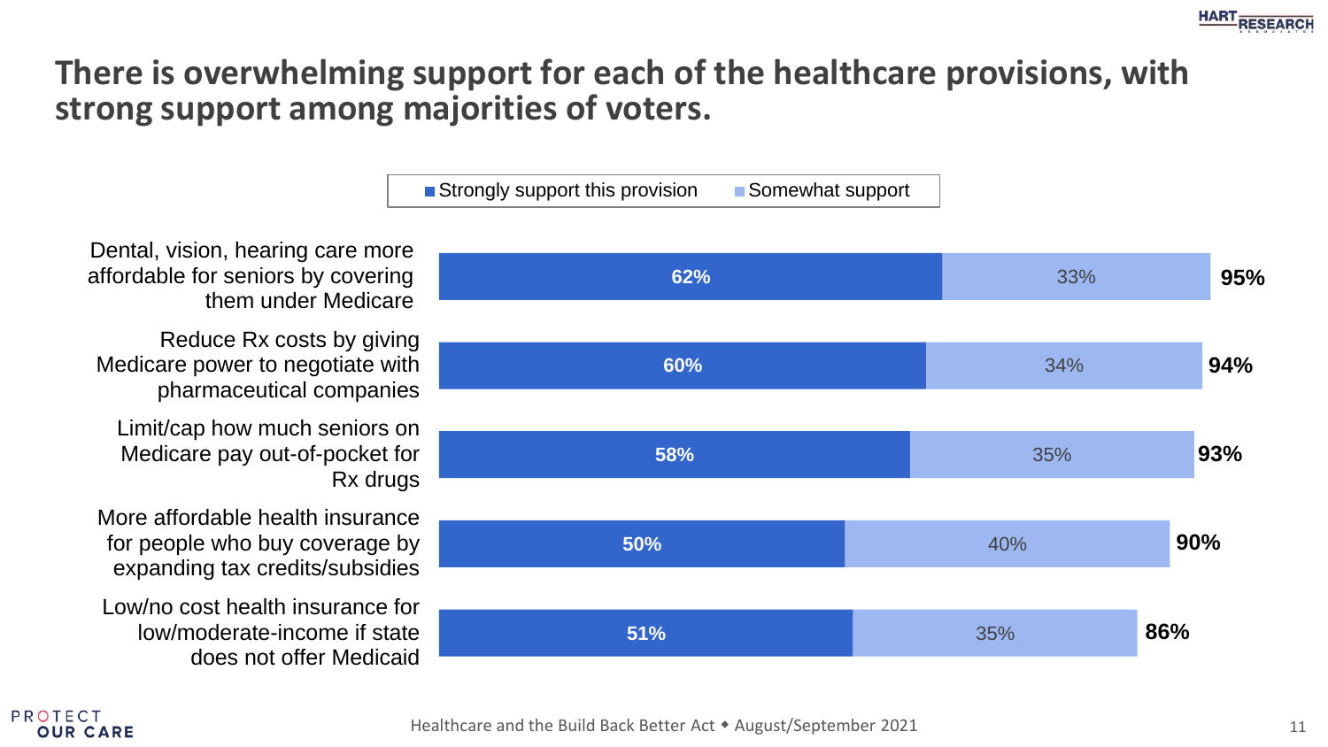# There is overwhelming support for each of the healthcare provisions, with strong support among majorities of voters.

| Provision | Strongly support this provision | Somewhat support | Total |
|---|---|---|---|
| Dental, vision, hearing care more affordable for seniors by covering them under Medicare | 62% | 33% | 95% |
| Reduce Rx costs by giving Medicare power to negotiate with pharmaceutical companies | 60% | 34% | 94% |
| Limit/cap how much seniors on Medicare pay out-of-pocket for Rx drugs | 58% | 35% | 93% |
| More affordable health insurance for people who buy coverage by expanding tax credits/subsidies | 50% | 40% | 90% |
| Low/no cost health insurance for low/moderate-income if state does not offer Medicaid | 51% | 35% | 86% |

Healthcare and the Build Back Better Act ◆ August/September 2021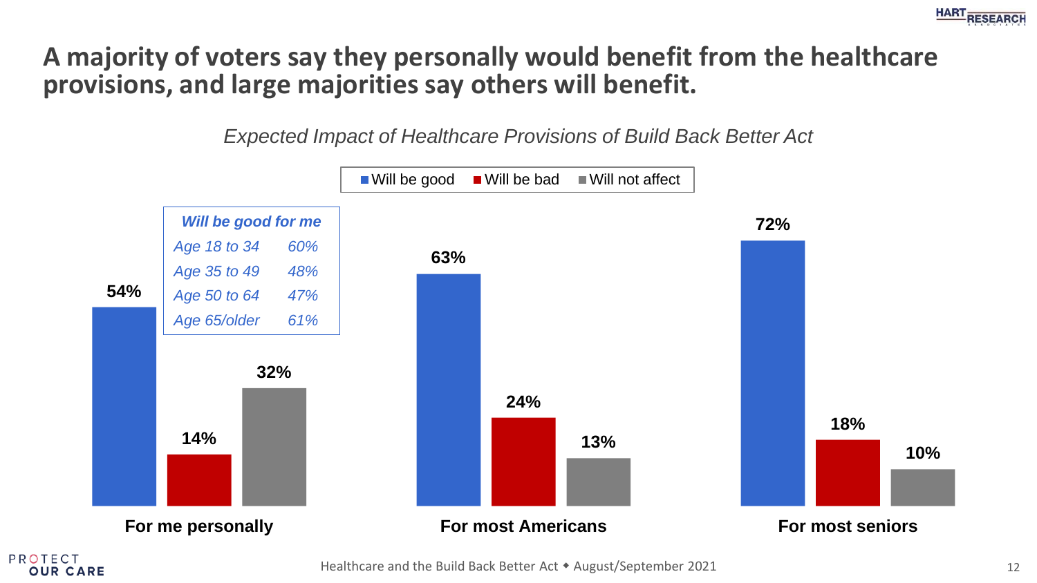# A majority of voters say they personally would benefit from the healthcare provisions, and large majorities say others will benefit.

*Expected Impact of Healthcare Provisions of Build Back Better Act*

| | Will be good | Will be bad | Will not affect |
|---|---|---|---|
| For me personally | 54% | 14% | 32% |
| For most Americans | 63% | 24% | 13% |
| For most seniors | 72% | 18% | 10% |

| *Will be good for me* | |
|---|---|
| *Age 18 to 34* | *60%* |
| *Age 35 to 49* | *48%* |
| *Age 50 to 64* | *47%* |
| *Age 65/older* | *61%* |

Healthcare and the Build Back Better Act ◆ August/September 2021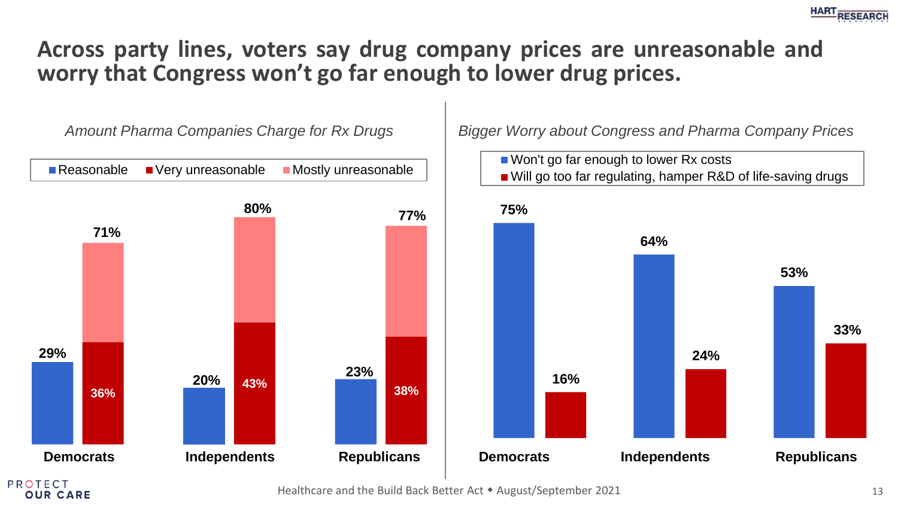# Across party lines, voters say drug company prices are unreasonable and worry that Congress won't go far enough to lower drug prices.

*Amount Pharma Companies Charge for Rx Drugs*

| | Reasonable | Very unreasonable | Mostly unreasonable | Total unreasonable |
|---|---|---|---|---|
| Democrats | 29% | 36% | | 71% |
| Independents | 20% | 43% | | 80% |
| Republicans | 23% | 38% | | 77% |

*Bigger Worry about Congress and Pharma Company Prices*

| | Won't go far enough to lower Rx costs | Will go too far regulating, hamper R&D of life-saving drugs |
|---|---|---|
| Democrats | 75% | 16% |
| Independents | 64% | 24% |
| Republicans | 53% | 33% |

Healthcare and the Build Back Better Act ◆ August/September 2021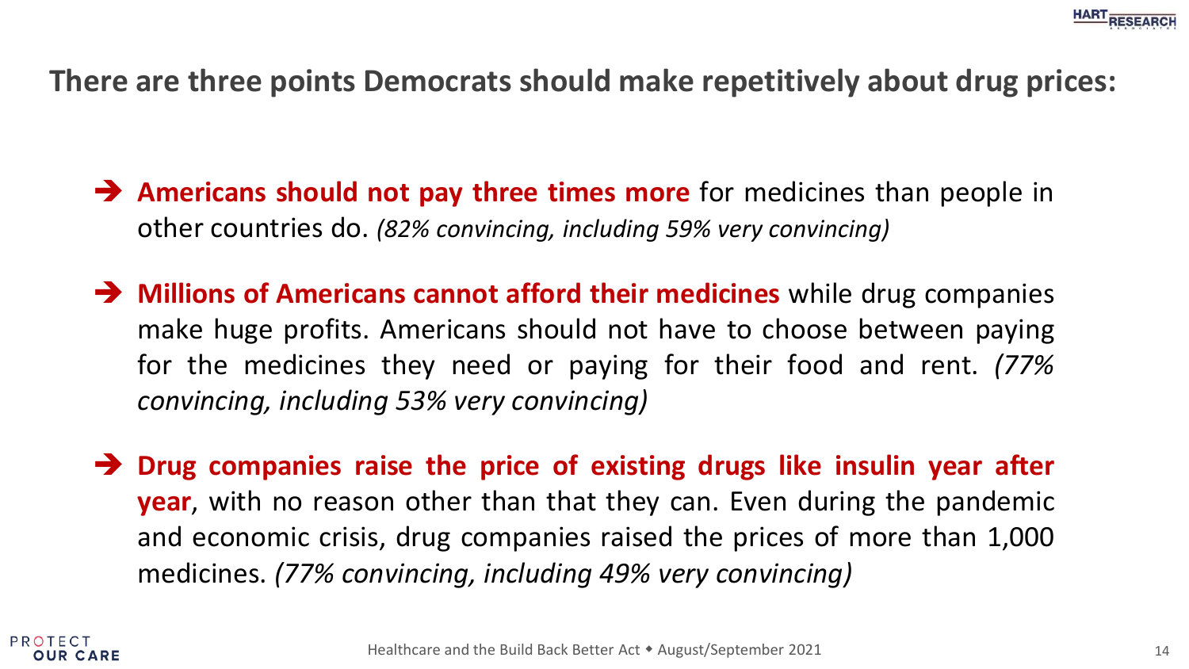## There are three points Democrats should make repetitively about drug prices:

- **Americans should not pay three times more** for medicines than people in other countries do. *(82% convincing, including 59% very convincing)*
- **Millions of Americans cannot afford their medicines** while drug companies make huge profits. Americans should not have to choose between paying for the medicines they need or paying for their food and rent. *(77% convincing, including 53% very convincing)*
- **Drug companies raise the price of existing drugs like insulin year after year**, with no reason other than that they can. Even during the pandemic and economic crisis, drug companies raised the prices of more than 1,000 medicines. *(77% convincing, including 49% very convincing)*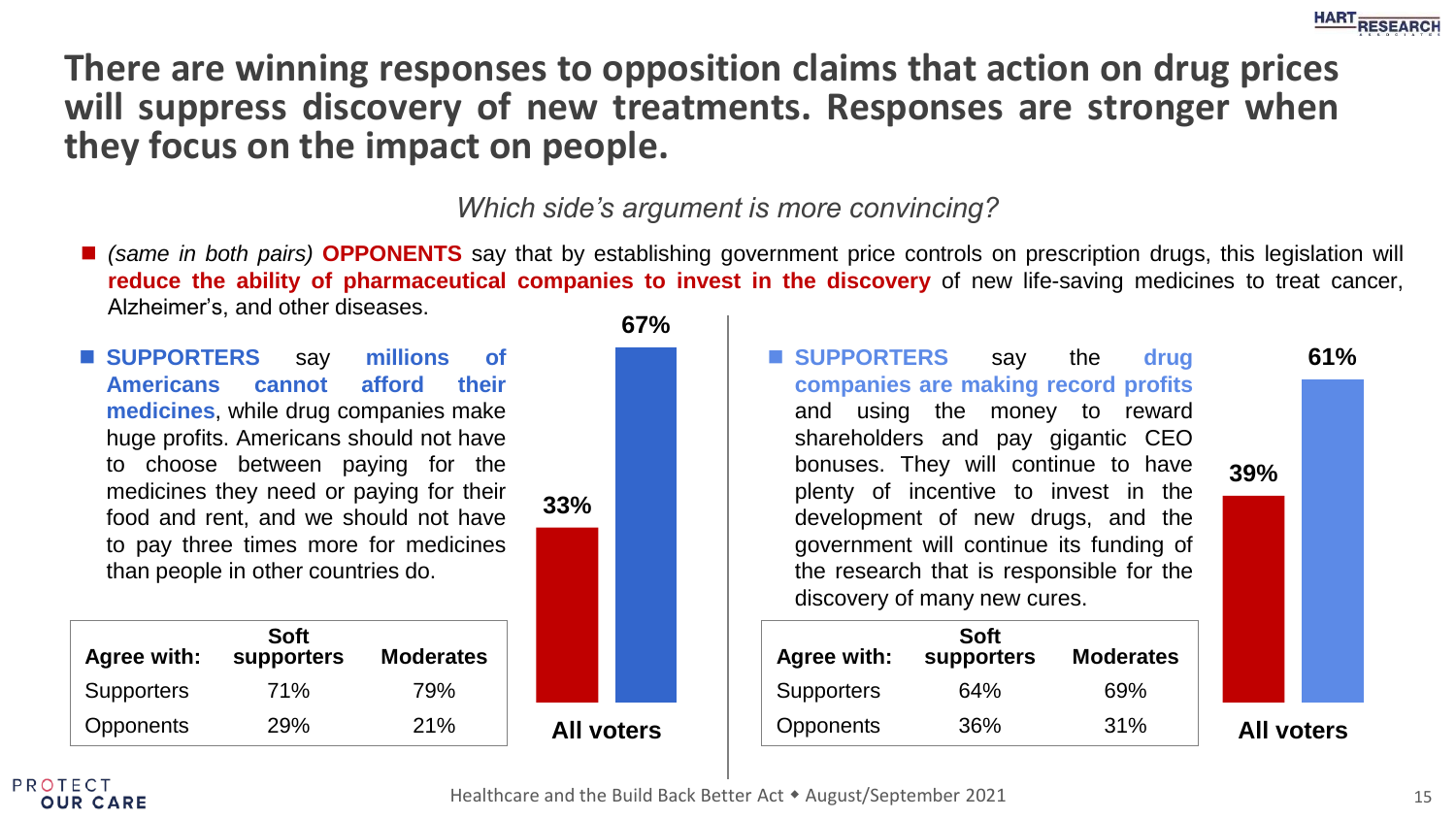# There are winning responses to opposition claims that action on drug prices will suppress discovery of new treatments. Responses are stronger when they focus on the impact on people.

*Which side's argument is more convincing?*

- *(same in both pairs)* **OPPONENTS** say that by establishing government price controls on prescription drugs, this legislation will **reduce the ability of pharmaceutical companies to invest in the discovery** of new life-saving medicines to treat cancer, Alzheimer's, and other diseases.

- **SUPPORTERS** say **millions of Americans cannot afford their medicines**, while drug companies make huge profits. Americans should not have to choose between paying for the medicines they need or paying for their food and rent, and we should not have to pay three times more for medicines than people in other countries do.

| Agree with: | Soft supporters | Moderates |
|---|---|---|
| Supporters | 71% | 79% |
| Opponents | 29% | 21% |

**All voters:** Opponents 33%, Supporters 67%

- **SUPPORTERS** say the **drug companies are making record profits** and using the money to reward shareholders and pay gigantic CEO bonuses. They will continue to have plenty of incentive to invest in the development of new drugs, and the government will continue its funding of the research that is responsible for the discovery of many new cures.

| Agree with: | Soft supporters | Moderates |
|---|---|---|
| Supporters | 64% | 69% |
| Opponents | 36% | 31% |

**All voters:** Opponents 39%, Supporters 61%

Healthcare and the Build Back Better Act ◆ August/September 2021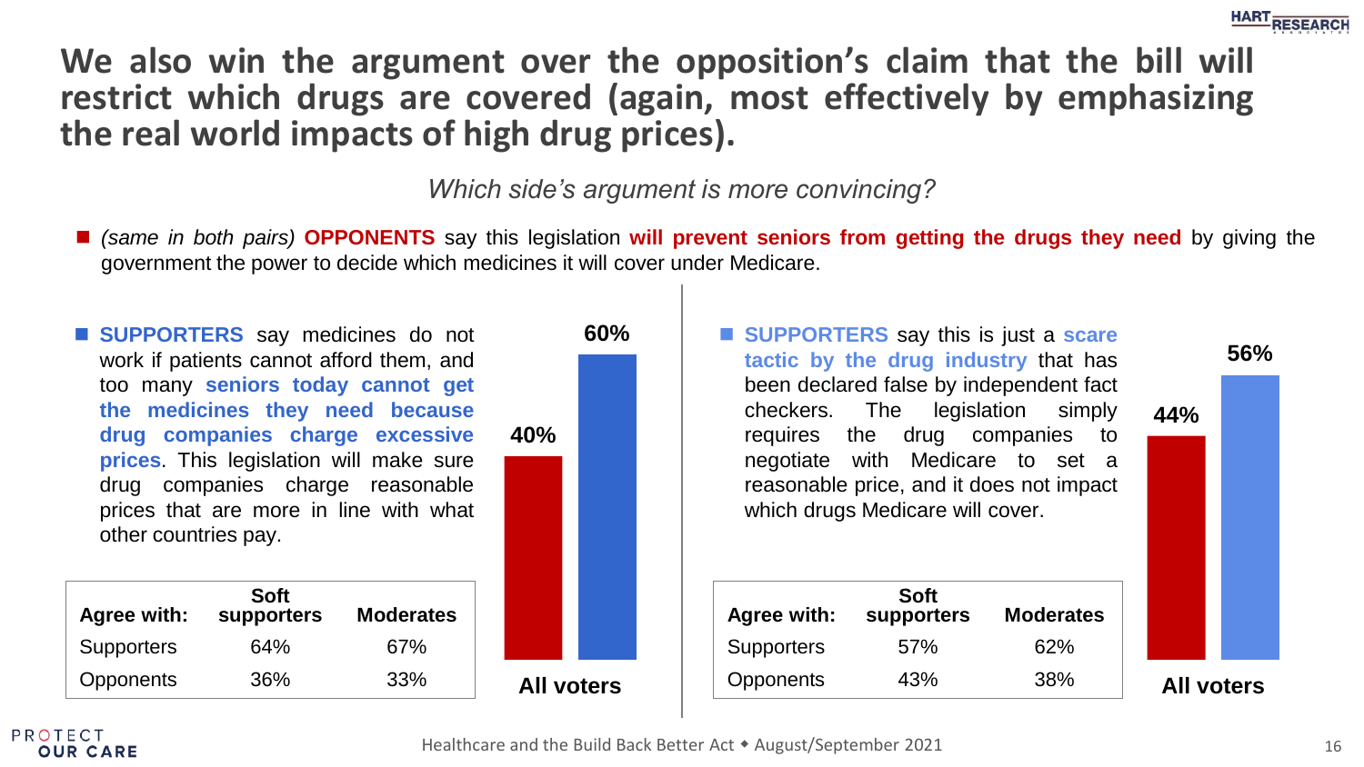# We also win the argument over the opposition's claim that the bill will restrict which drugs are covered (again, most effectively by emphasizing the real world impacts of high drug prices).

*Which side's argument is more convincing?*

- *(same in both pairs)* **OPPONENTS** say this legislation **will prevent seniors from getting the drugs they need** by giving the government the power to decide which medicines it will cover under Medicare.

- **SUPPORTERS** say medicines do not work if patients cannot afford them, and too many **seniors today cannot get the medicines they need because drug companies charge excessive prices**. This legislation will make sure drug companies charge reasonable prices that are more in line with what other countries pay.

| Agree with: | Soft supporters | Moderates |
|---|---|---|
| Supporters | 64% | 67% |
| Opponents | 36% | 33% |

All voters: Opponents 40%, Supporters 60%

- **SUPPORTERS** say this is just a **scare tactic by the drug industry** that has been declared false by independent fact checkers. The legislation simply requires the drug companies to negotiate with Medicare to set a reasonable price, and it does not impact which drugs Medicare will cover.

| Agree with: | Soft supporters | Moderates |
|---|---|---|
| Supporters | 57% | 62% |
| Opponents | 43% | 38% |

All voters: Opponents 44%, Supporters 56%

Healthcare and the Build Back Better Act ◆ August/September 2021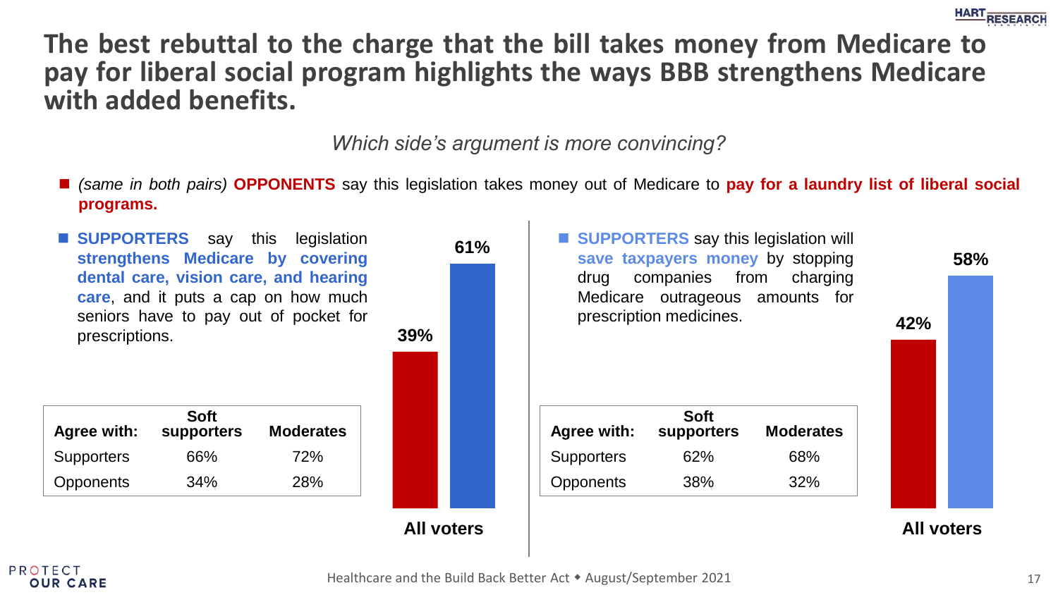# The best rebuttal to the charge that the bill takes money from Medicare to pay for liberal social program highlights the ways BBB strengthens Medicare with added benefits.

*Which side's argument is more convincing?*

- *(same in both pairs)* **OPPONENTS** say this legislation takes money out of Medicare to **pay for a laundry list of liberal social programs.**

---

- **SUPPORTERS** say this legislation **strengthens Medicare by covering dental care, vision care, and hearing care**, and it puts a cap on how much seniors have to pay out of pocket for prescriptions.

| Agree with: | Soft supporters | Moderates |
| --- | --- | --- |
| Supporters | 66% | 72% |
| Opponents | 34% | 28% |

**All voters:** Opponents 39%, Supporters 61%

---

- **SUPPORTERS** say this legislation will **save taxpayers money** by stopping drug companies from charging Medicare outrageous amounts for prescription medicines.

| Agree with: | Soft supporters | Moderates |
| --- | --- | --- |
| Supporters | 62% | 68% |
| Opponents | 38% | 32% |

**All voters:** Opponents 42%, Supporters 58%

Healthcare and the Build Back Better Act ◆ August/September 2021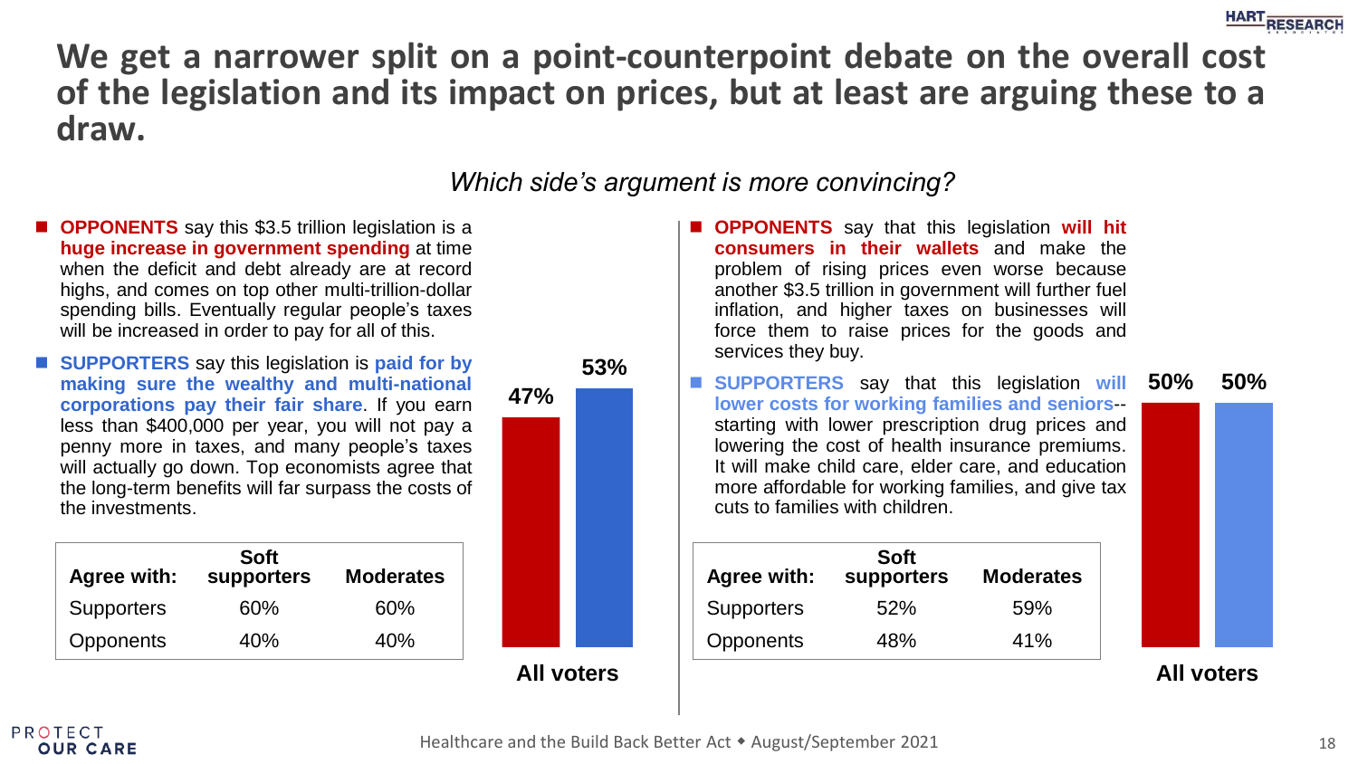# We get a narrower split on a point-counterpoint debate on the overall cost of the legislation and its impact on prices, but at least are arguing these to a draw.

*Which side's argument is more convincing?*

- **OPPONENTS** say this $3.5 trillion legislation is a **huge increase in government spending** at time when the deficit and debt already are at record highs, and comes on top other multi-trillion-dollar spending bills. Eventually regular people's taxes will be increased in order to pay for all of this.
- **SUPPORTERS** say this legislation is **paid for by making sure the wealthy and multi-national corporations pay their fair share**. If you earn less than $400,000 per year, you will not pay a penny more in taxes, and many people's taxes will actually go down. Top economists agree that the long-term benefits will far surpass the costs of the investments.

| Agree with: | Soft supporters | Moderates |
|---|---|---|
| Supporters | 60% | 60% |
| Opponents | 40% | 40% |

All voters: Opponents 47%, Supporters 53%

- **OPPONENTS** say that this legislation **will hit consumers in their wallets** and make the problem of rising prices even worse because another $3.5 trillion in government will further fuel inflation, and higher taxes on businesses will force them to raise prices for the goods and services they buy.
- **SUPPORTERS** say that this legislation **will lower costs for working families and seniors**--starting with lower prescription drug prices and lowering the cost of health insurance premiums. It will make child care, elder care, and education more affordable for working families, and give tax cuts to families with children.

| Agree with: | Soft supporters | Moderates |
|---|---|---|
| Supporters | 52% | 59% |
| Opponents | 48% | 41% |

All voters: Opponents 50%, Supporters 50%

Healthcare and the Build Back Better Act ◆ August/September 2021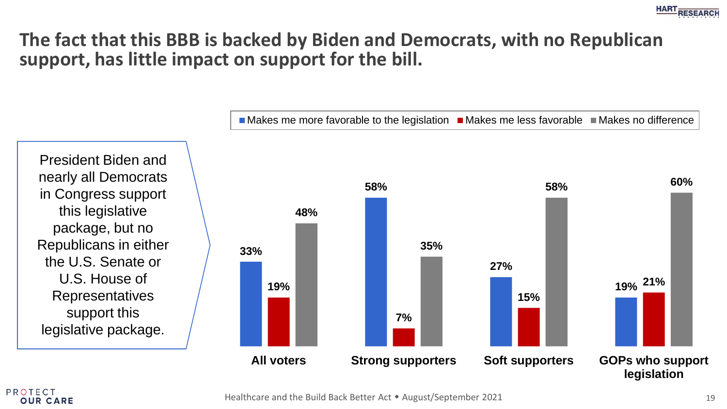# The fact that this BBB is backed by Biden and Democrats, with no Republican support, has little impact on support for the bill.

President Biden and nearly all Democrats in Congress support this legislative package, but no Republicans in either the U.S. Senate or U.S. House of Representatives support this legislative package.

| | Makes me more favorable to the legislation | Makes me less favorable | Makes no difference |
|---|---|---|---|
| All voters | 33% | 19% | 48% |
| Strong supporters | 58% | 7% | 35% |
| Soft supporters | 27% | 15% | 58% |
| GOPs who support legislation | 19% | 21% | 60% |

Healthcare and the Build Back Better Act ◆ August/September 2021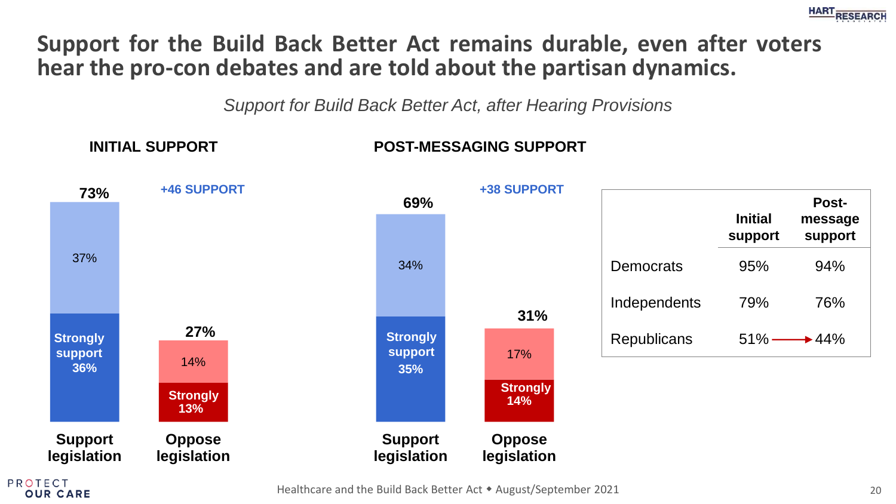# Support for the Build Back Better Act remains durable, even after voters hear the pro-con debates and are told about the partisan dynamics.

*Support for Build Back Better Act, after Hearing Provisions*

## INITIAL SUPPORT

**+46 SUPPORT**

| | Support legislation | Oppose legislation |
|---|---|---|
| Total | 73% | 27% |
| Strongly | 36% | 13% |
| Somewhat | 37% | 14% |

## POST-MESSAGING SUPPORT

**+38 SUPPORT**

| | Support legislation | Oppose legislation |
|---|---|---|
| Total | 69% | 31% |
| Strongly | 35% | 14% |
| Somewhat | 34% | 17% |

| | Initial support | Post-message support |
|---|---|---|
| Democrats | 95% | 94% |
| Independents | 79% | 76% |
| Republicans | 51% → | 44% |

Healthcare and the Build Back Better Act ◆ August/September 2021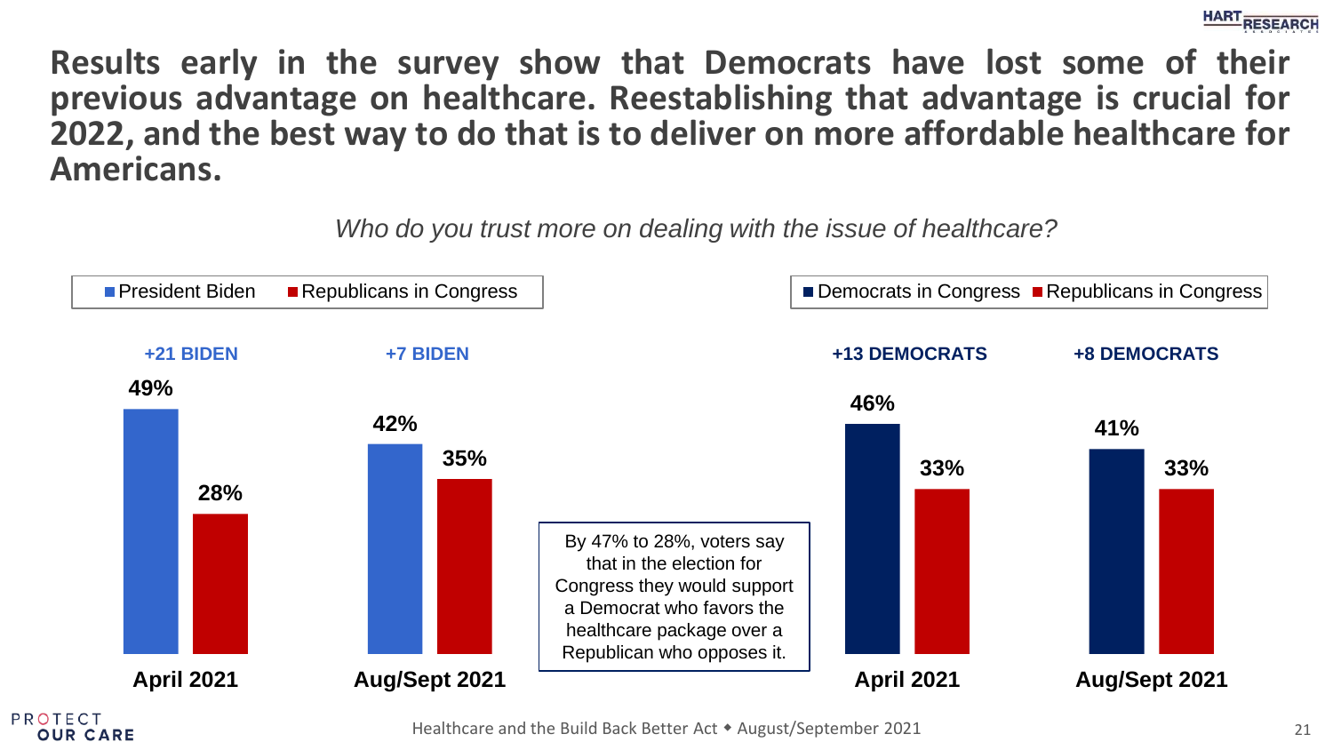# Results early in the survey show that Democrats have lost some of their previous advantage on healthcare. Reestablishing that advantage is crucial for 2022, and the best way to do that is to deliver on more affordable healthcare for Americans.

*Who do you trust more on dealing with the issue of healthcare?*

President Biden
Republicans in Congress

+21 BIDEN
49%
28%
April 2021

+7 BIDEN
42%
35%
Aug/Sept 2021

Democrats in Congress
Republicans in Congress

+13 DEMOCRATS
46%
33%
April 2021

+8 DEMOCRATS
41%
33%
Aug/Sept 2021

By 47% to 28%, voters say that in the election for Congress they would support a Democrat who favors the healthcare package over a Republican who opposes it.

Healthcare and the Build Back Better Act ◆ August/September 2021